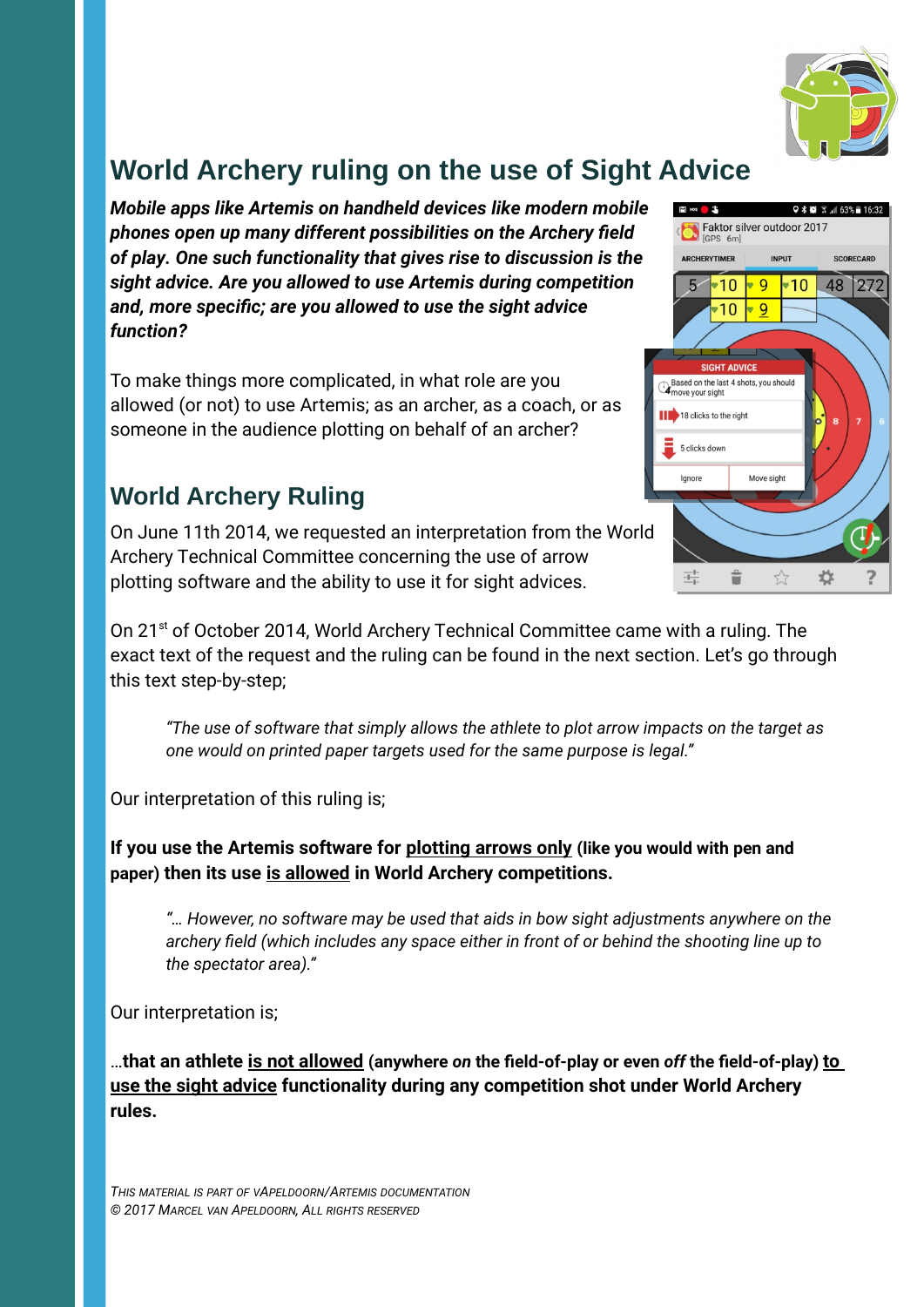# World Archery ruling on the use of Sight Advice

***Mobile apps like Artemis on handheld devices like modern mobile phones open up many different possibilities on the Archery field of play. One such functionality that gives rise to discussion is the sight advice. Are you allowed to use Artemis during competition and, more specific; are you allowed to use the sight advice function?***

To make things more complicated, in what role are you allowed (or not) to use Artemis; as an archer, as a coach, or as someone in the audience plotting on behalf of an archer?

## World Archery Ruling

On June 11th 2014, we requested an interpretation from the World Archery Technical Committee concerning the use of arrow plotting software and the ability to use it for sight advices.

On 21st of October 2014, World Archery Technical Committee came with a ruling. The exact text of the request and the ruling can be found in the next section. Let's go through this text step-by-step;

> *"The use of software that simply allows the athlete to plot arrow impacts on the target as one would on printed paper targets used for the same purpose is legal."*

Our interpretation of this ruling is;

**If you use the Artemis software for <u>plotting arrows only</u> (like you would with pen and paper) then its use <u>is allowed</u> in World Archery competitions.**

> *"… However, no software may be used that aids in bow sight adjustments anywhere on the archery field (which includes any space either in front of or behind the shooting line up to the spectator area)."*

Our interpretation is;

…**that an athlete <u>is not allowed</u> (anywhere *on* the field-of-play or even *off* the field-of-play) <u>to use the sight advice</u> functionality during any competition shot under World Archery rules.**

*This material is part of vApeldoorn/Artemis documentation*
*© 2017 Marcel van Apeldoorn, All rights reserved*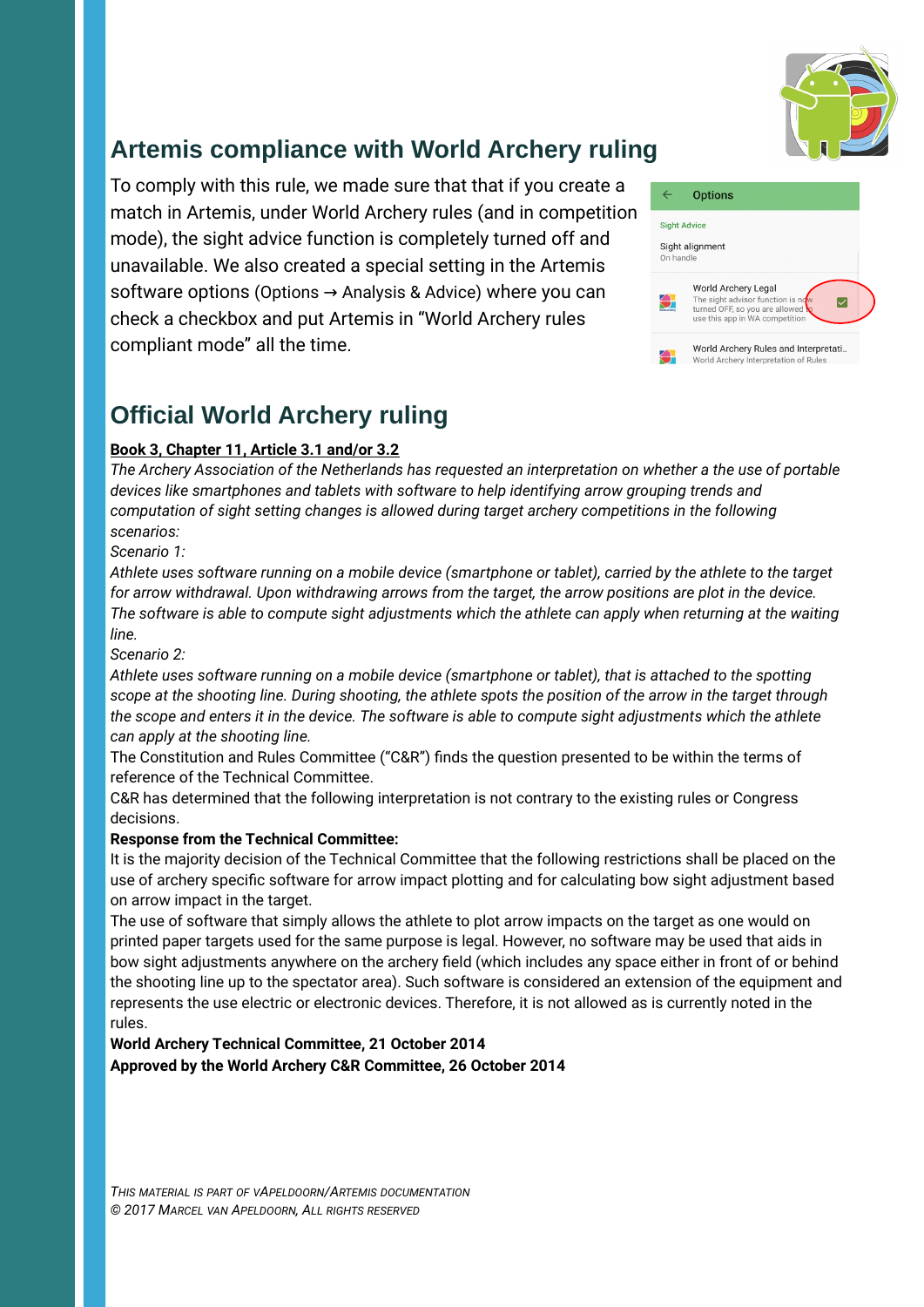## Artemis compliance with World Archery ruling

To comply with this rule, we made sure that that if you create a match in Artemis, under World Archery rules (and in competition mode), the sight advice function is completely turned off and unavailable. We also created a special setting in the Artemis software options (Options → Analysis & Advice) where you can check a checkbox and put Artemis in "World Archery rules compliant mode" all the time.

## Official World Archery ruling

**Book 3, Chapter 11, Article 3.1 and/or 3.2**

*The Archery Association of the Netherlands has requested an interpretation on whether a the use of portable devices like smartphones and tablets with software to help identifying arrow grouping trends and computation of sight setting changes is allowed during target archery competitions in the following scenarios:*

*Scenario 1:*

*Athlete uses software running on a mobile device (smartphone or tablet), carried by the athlete to the target for arrow withdrawal. Upon withdrawing arrows from the target, the arrow positions are plot in the device. The software is able to compute sight adjustments which the athlete can apply when returning at the waiting line.*

*Scenario 2:*

*Athlete uses software running on a mobile device (smartphone or tablet), that is attached to the spotting scope at the shooting line. During shooting, the athlete spots the position of the arrow in the target through the scope and enters it in the device. The software is able to compute sight adjustments which the athlete can apply at the shooting line.*

The Constitution and Rules Committee ("C&R") finds the question presented to be within the terms of reference of the Technical Committee.

C&R has determined that the following interpretation is not contrary to the existing rules or Congress decisions.

**Response from the Technical Committee:**

It is the majority decision of the Technical Committee that the following restrictions shall be placed on the use of archery specific software for arrow impact plotting and for calculating bow sight adjustment based on arrow impact in the target.

The use of software that simply allows the athlete to plot arrow impacts on the target as one would on printed paper targets used for the same purpose is legal. However, no software may be used that aids in bow sight adjustments anywhere on the archery field (which includes any space either in front of or behind the shooting line up to the spectator area). Such software is considered an extension of the equipment and represents the use electric or electronic devices. Therefore, it is not allowed as is currently noted in the rules.

**World Archery Technical Committee, 21 October 2014**

**Approved by the World Archery C&R Committee, 26 October 2014**

*This material is part of vApeldoorn/Artemis documentation*

*© 2017 Marcel van Apeldoorn, All rights reserved*